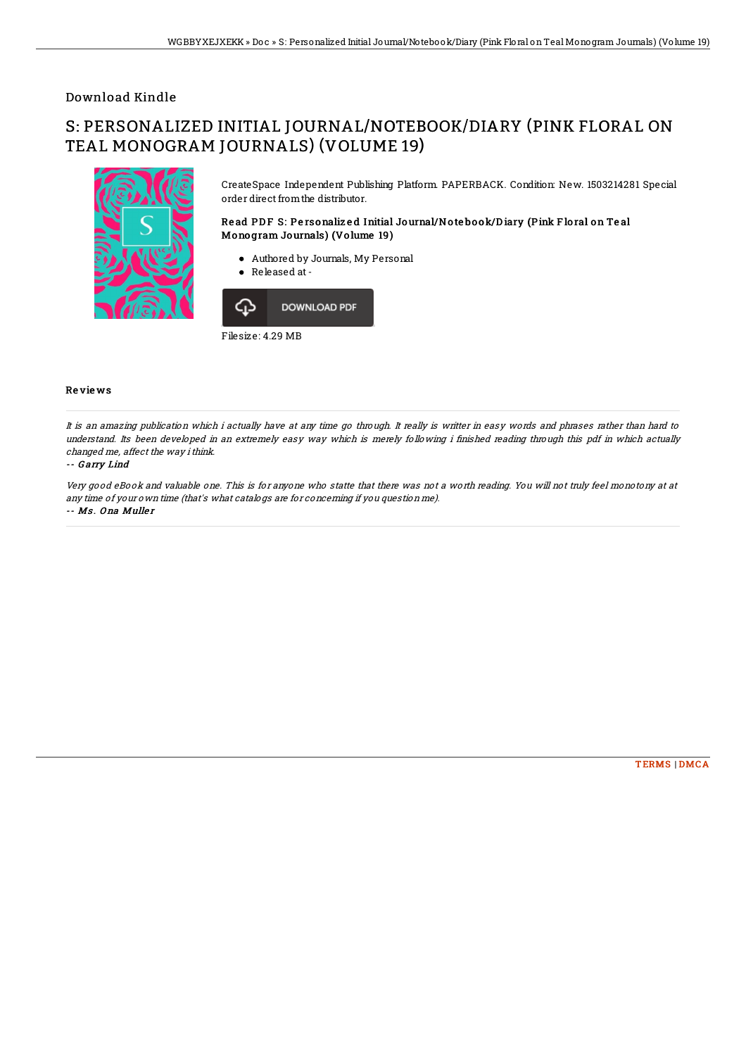Download Kindle

# S: PERSONALIZED INITIAL JOURNAL/NOTEBOOK/DIARY (PINK FLORAL ON TEAL MONOGRAM JOURNALS) (VOLUME 19)

CreateSpace Independent Publishing Platform. PAPERBACK. Condition: New. 1503214281 Special order direct from the distributor.

### Read PDF S: Personalized Initial Journal/Notebook/Diary (Pink Floral on Teal Monogram Journals) (Volume 19)

- Authored by Journals, My Personal
- Released at -

DOWNLOAD PDF

Filesize: 4.29 MB

## Reviews

*It is an amazing publication which i actually have at any time go through. It really is writter in easy words and phrases rather than hard to understand. Its been developed in an extremely easy way which is merely following i finished reading through this pdf in which actually changed me, affect the way i think.*

*-- Garry Lind*

*Very good eBook and valuable one. This is for anyone who statte that there was not a worth reading. You will not truly feel monotony at at any time of your own time (that's what catalogs are for concerning if you question me).*

*-- Ms. Ona Muller*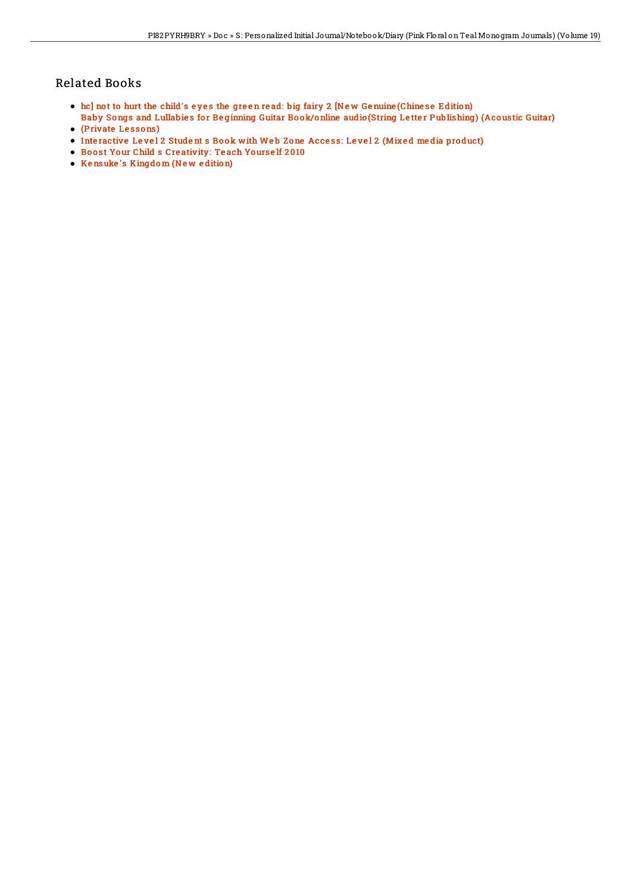## Related Books

- hc] not to hurt the child's eyes the green read: big fairy 2 [New Genuine(Chinese Edition)
  Baby Songs and Lullabies for Beginning Guitar Book/online audio(String Letter Publishing) (Acoustic Guitar)
- (Private Lessons)
- Interactive Level 2 Student s Book with Web Zone Access: Level 2 (Mixed media product)
- Boost Your Child s Creativity: Teach Yourself 2010
- Kensuke's Kingdom (New edition)